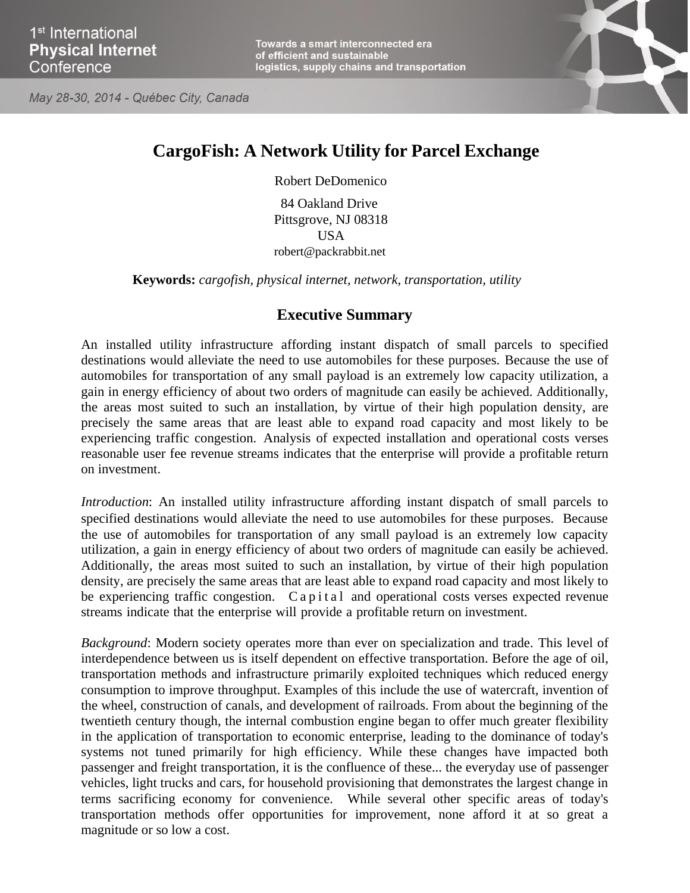# CargoFish: A Network Utility for Parcel Exchange

Robert DeDomenico

84 Oakland Drive
Pittsgrove, NJ 08318
USA
robert@packrabbit.net

**Keywords:** *cargofish, physical internet, network, transportation, utility*

## Executive Summary

An installed utility infrastructure affording instant dispatch of small parcels to specified destinations would alleviate the need to use automobiles for these purposes. Because the use of automobiles for transportation of any small payload is an extremely low capacity utilization, a gain in energy efficiency of about two orders of magnitude can easily be achieved. Additionally, the areas most suited to such an installation, by virtue of their high population density, are precisely the same areas that are least able to expand road capacity and most likely to be experiencing traffic congestion. Analysis of expected installation and operational costs verses reasonable user fee revenue streams indicates that the enterprise will provide a profitable return on investment.

*Introduction*: An installed utility infrastructure affording instant dispatch of small parcels to specified destinations would alleviate the need to use automobiles for these purposes. Because the use of automobiles for transportation of any small payload is an extremely low capacity utilization, a gain in energy efficiency of about two orders of magnitude can easily be achieved. Additionally, the areas most suited to such an installation, by virtue of their high population density, are precisely the same areas that are least able to expand road capacity and most likely to be experiencing traffic congestion. Capital and operational costs verses expected revenue streams indicate that the enterprise will provide a profitable return on investment.

*Background*: Modern society operates more than ever on specialization and trade. This level of interdependence between us is itself dependent on effective transportation. Before the age of oil, transportation methods and infrastructure primarily exploited techniques which reduced energy consumption to improve throughput. Examples of this include the use of watercraft, invention of the wheel, construction of canals, and development of railroads. From about the beginning of the twentieth century though, the internal combustion engine began to offer much greater flexibility in the application of transportation to economic enterprise, leading to the dominance of today's systems not tuned primarily for high efficiency. While these changes have impacted both passenger and freight transportation, it is the confluence of these... the everyday use of passenger vehicles, light trucks and cars, for household provisioning that demonstrates the largest change in terms sacrificing economy for convenience. While several other specific areas of today's transportation methods offer opportunities for improvement, none afford it at so great a magnitude or so low a cost.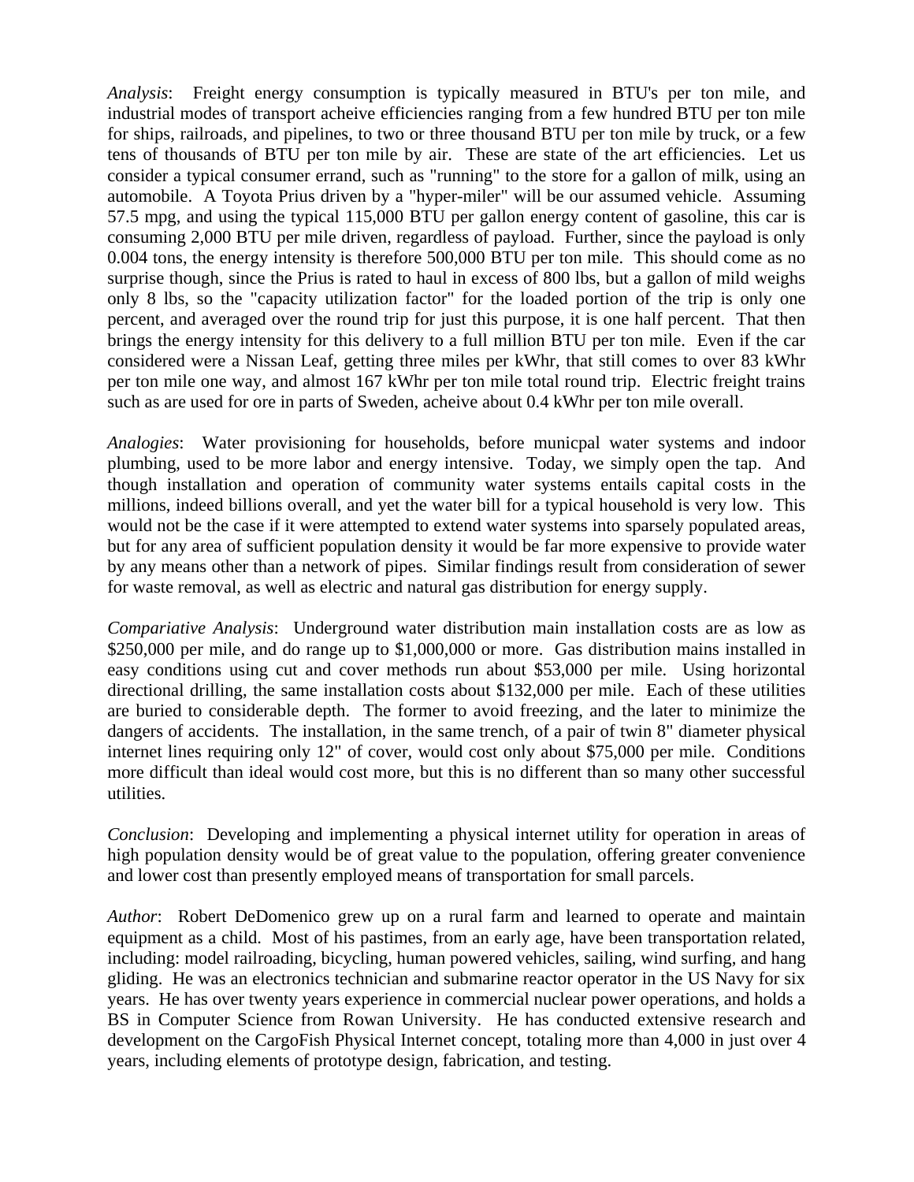*Analysis*: Freight energy consumption is typically measured in BTU's per ton mile, and industrial modes of transport acheive efficiencies ranging from a few hundred BTU per ton mile for ships, railroads, and pipelines, to two or three thousand BTU per ton mile by truck, or a few tens of thousands of BTU per ton mile by air. These are state of the art efficiencies. Let us consider a typical consumer errand, such as "running" to the store for a gallon of milk, using an automobile. A Toyota Prius driven by a "hyper-miler" will be our assumed vehicle. Assuming 57.5 mpg, and using the typical 115,000 BTU per gallon energy content of gasoline, this car is consuming 2,000 BTU per mile driven, regardless of payload. Further, since the payload is only 0.004 tons, the energy intensity is therefore 500,000 BTU per ton mile. This should come as no surprise though, since the Prius is rated to haul in excess of 800 lbs, but a gallon of mild weighs only 8 lbs, so the "capacity utilization factor" for the loaded portion of the trip is only one percent, and averaged over the round trip for just this purpose, it is one half percent. That then brings the energy intensity for this delivery to a full million BTU per ton mile. Even if the car considered were a Nissan Leaf, getting three miles per kWhr, that still comes to over 83 kWhr per ton mile one way, and almost 167 kWhr per ton mile total round trip. Electric freight trains such as are used for ore in parts of Sweden, acheive about 0.4 kWhr per ton mile overall.

*Analogies*: Water provisioning for households, before municpal water systems and indoor plumbing, used to be more labor and energy intensive. Today, we simply open the tap. And though installation and operation of community water systems entails capital costs in the millions, indeed billions overall, and yet the water bill for a typical household is very low. This would not be the case if it were attempted to extend water systems into sparsely populated areas, but for any area of sufficient population density it would be far more expensive to provide water by any means other than a network of pipes. Similar findings result from consideration of sewer for waste removal, as well as electric and natural gas distribution for energy supply.

*Compariative Analysis*: Underground water distribution main installation costs are as low as \$250,000 per mile, and do range up to \$1,000,000 or more. Gas distribution mains installed in easy conditions using cut and cover methods run about \$53,000 per mile. Using horizontal directional drilling, the same installation costs about \$132,000 per mile. Each of these utilities are buried to considerable depth. The former to avoid freezing, and the later to minimize the dangers of accidents. The installation, in the same trench, of a pair of twin 8" diameter physical internet lines requiring only 12" of cover, would cost only about \$75,000 per mile. Conditions more difficult than ideal would cost more, but this is no different than so many other successful utilities.

*Conclusion*: Developing and implementing a physical internet utility for operation in areas of high population density would be of great value to the population, offering greater convenience and lower cost than presently employed means of transportation for small parcels.

*Author*: Robert DeDomenico grew up on a rural farm and learned to operate and maintain equipment as a child. Most of his pastimes, from an early age, have been transportation related, including: model railroading, bicycling, human powered vehicles, sailing, wind surfing, and hang gliding. He was an electronics technician and submarine reactor operator in the US Navy for six years. He has over twenty years experience in commercial nuclear power operations, and holds a BS in Computer Science from Rowan University. He has conducted extensive research and development on the CargoFish Physical Internet concept, totaling more than 4,000 in just over 4 years, including elements of prototype design, fabrication, and testing.